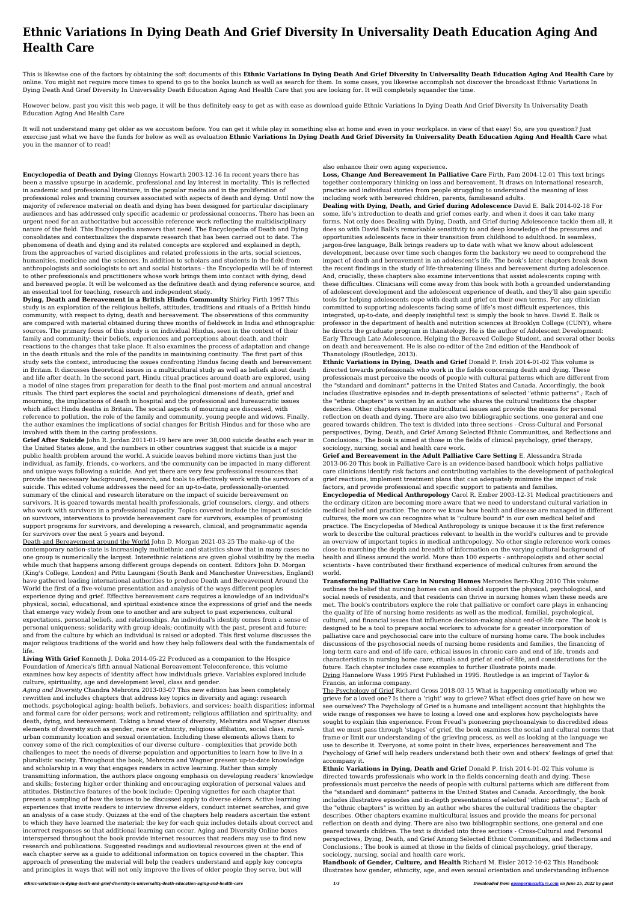# Ethnic Variations In Dying Death And Grief Diversity In Universality Death Education Aging And Health Care

This is likewise one of the factors by obtaining the soft documents of this **Ethnic Variations In Dying Death And Grief Diversity In Universality Death Education Aging And Health Care** by online. You might not require more times to spend to go to the books launch as well as search for them. In some cases, you likewise accomplish not discover the broadcast Ethnic Variations In Dying Death And Grief Diversity In Universality Death Education Aging And Health Care that you are looking for. It will completely squander the time.

However below, past you visit this web page, it will be thus definitely easy to get as with ease as download guide Ethnic Variations In Dying Death And Grief Diversity In Universality Death Education Aging And Health Care

It will not understand many get older as we accustom before. You can get it while play in something else at home and even in your workplace. in view of that easy! So, are you question? Just exercise just what we have the funds for below as well as evaluation **Ethnic Variations In Dying Death And Grief Diversity In Universality Death Education Aging And Health Care** what you in the manner of to read!

**Encyclopedia of Death and Dying** Glennys Howarth 2003-12-16 In recent years there has been a massive upsurge in academic, professional and lay interest in mortality. This is reflected in academic and professional literature, in the popular media and in the proliferation of professional roles and training courses associated with aspects of death and dying. Until now the majority of reference material on death and dying has been designed for particular disciplinary audiences and has addressed only specific academic or professional concerns. There has been an urgent need for an authoritative but accessible reference work reflecting the multidisciplinary nature of the field. This Encyclopedia answers that need. The Encyclopedia of Death and Dying consolidates and contextualizes the disparate research that has been carried out to date. The phenomena of death and dying and its related concepts are explored and explained in depth, from the approaches of varied disciplines and related professions in the arts, social sciences, humanities, medicine and the sciences. In addition to scholars and students in the field-from anthropologists and sociologists to art and social historians - the Encyclopedia will be of interest to other professionals and practitioners whose work brings them into contact with dying, dead and bereaved people. It will be welcomed as the definitive death and dying reference source, and an essential tool for teaching, research and independent study.

**Dying, Death and Bereavement in a British Hindu Community** Shirley Firth 1997 This study is an exploration of the religious beliefs, attitudes, traditions and rituals of a British hindu community, with respect to dying, death and bereavement. The observations of this community are compared with material obtained during three months of fieldwork in India and ethnographic sources. The primary focus of this study is on individual Hindus, seen in the context of their family and community: their beliefs, experiences and perceptions about death, and their reactions to the changes that take place. It also examines the process of adaptation and change in the death rituals and the role of the pandits in maintaining continuity. The first part of this study sets the context, introducing the issues confronting Hindus facing death and bereavement in Britain. It discusses theoretical issues in a multicultural study as well as beliefs about death and life after death. In the second part, Hindu ritual practices around death are explored, using a model of nine stages from preparation for death to the final post-mortem and annual ancestral rituals. The third part explores the social and psychological dimensions of death, grief and mourning, the implications of death in hospital and the professional and bureaucratic issues which affect Hindu deaths in Britain. The social aspects of mourning are discussed, with reference to pollution, the role of the family and community, young people and widows. Finally, the author examines the implications of social changes for British Hindus and for those who are involved with them in the caring professions.

**Grief After Suicide** John R. Jordan 2011-01-19 here are over 38,000 suicide deaths each year in the United States alone, and the numbers in other countries suggest that suicide is a major public health problem around the world. A suicide leaves behind more victims than just the individual, as family, friends, co-workers, and the community can be impacted in many different and unique ways following a suicide. And yet there are very few professional resources that provide the necessary background, research, and tools to effectively work with the survivors of a suicide. This edited volume addresses the need for an up-to-date, professionally-oriented summary of the clinical and research literature on the impact of suicide bereavement on survivors. It is geared towards mental health professionals, grief counselors, clergy, and others who work with survivors in a professional capacity. Topics covered include the impact of suicide on survivors, interventions to provide bereavement care for survivors, examples of promising support programs for survivors, and developing a research, clinical, and programmatic agenda for survivors over the next 5 years and beyond.

Death and Bereavement around the World John D. Morgan 2021-03-25 The make-up of the contemporary nation-state is increasingly multiethnic and statistics show that in many cases no one group is numerically the largest. Interethnic relations are given global visibility by the media while much that happens among different groups depends on context. Editors John D. Morgan (King's College, London) and Pittu Laungani (South Bank and Manchester Universities, England) have gathered leading international authorities to produce Death and Bereavement Around the World the first of a five-volume presentation and analysis of the ways different peoples experience dying and grief. Effective bereavement care requires a knowledge of an individual's physical, social, educational, and spiritual existence since the expressions of grief and the needs that emerge vary widely from one to another and are subject to past experiences, cultural expectations, personal beliefs, and relationships. An individual's identity comes from a sense of personal uniqueness; solidarity with group ideals; continuity with the past, present and future; and from the culture by which an individual is raised or adopted. This first volume discusses the major religious traditions of the world and how they help followers deal with the fundamentals of life.

**Living With Grief** Kenneth J. Doka 2014-05-22 Produced as a companion to the Hospice Foundation of America's fifth annual National Bereavement Teleconference, this volume examines how key aspects of identity affect how individuals grieve. Variables explored include culture, spirituality, age and development level, class and gender.

*Aging and Diversity* Chandra Mehrotra 2013-03-07 This new edition has been completely rewritten and includes chapters that address key topics in diversity and aging: research methods, psychological aging; health beliefs, behaviors, and services; health disparities; informal and formal care for older persons; work and retirement; religious affiliation and spirituality; and death, dying, and bereavement. Taking a broad view of diversity, Mehrotra and Wagner discuss elements of diversity such as gender, race or ethnicity, religious affiliation, social class, rural-urban community location and sexual orientation. Including these elements allows them to convey some of the rich complexities of our diverse culture - complexities that provide both challenges to meet the needs of diverse population and opportunities to learn how to live in a pluralistic society. Throughout the book, Mehrotra and Wagner present up-to-date knowledge and scholarship in a way that engages readers in active learning. Rather than simply transmitting information, the authors place ongoing emphasis on developing readers' knowledge and skills; fostering higher order thinking and encouraging exploration of personal values and attitudes. Distinctive features of the book include: Opening vignettes for each chapter that present a sampling of how the issues to be discussed apply to diverse elders. Active learning experiences that invite readers to interview diverse elders, conduct internet searches, and give an analysis of a case study. Quizzes at the end of the chapters help readers ascertain the extent to which they have learned the material; the key for each quiz includes details about correct and incorrect responses so that additional learning can occur. Aging and Diversity Online boxes interspersed throughout the book provide internet resources that readers may use to find new research and publications. Suggested readings and audiovisual resources given at the end of each chapter serve as a guide to additional information on topics covered in the chapter. This approach of presenting the material will help the readers understand and apply key concepts and principles in ways that will not only improve the lives of older people they serve, but will also enhance their own aging experience.

**Loss, Change And Bereavement In Palliative Care** Firth, Pam 2004-12-01 This text brings together contemporary thinking on loss and bereavement. It draws on international research, practice and individual stories from people struggling to understand the meaning of loss including work with bereaved children, parents, familiesand adults.

**Dealing with Dying, Death, and Grief during Adolescence** David E. Balk 2014-02-18 For some, life's introduction to death and grief comes early, and when it does it can take many forms. Not only does Dealing with Dying, Death, and Grief during Adolescence tackle them all, it does so with David Balk's remarkable sensitivity to and deep knowledge of the pressures and opportunities adolescents face in their transition from childhood to adulthood. In seamless, jargon-free language, Balk brings readers up to date with what we know about adolescent development, because over time such changes form the backstory we need to comprehend the impact of death and bereavement in an adolescent's life. The book's later chapters break down the recent findings in the study of life-threatening illness and bereavement during adolescence. And, crucially, these chapters also examine interventions that assist adolescents coping with these difficulties. Clinicians will come away from this book with both a grounded understanding of adolescent development and the adolescent experience of death, and they'll also gain specific tools for helping adolescents cope with death and grief on their own terms. For any clinician committed to supporting adolescents facing some of life's most difficult experiences, this integrated, up-to-date, and deeply insightful text is simply the book to have. David E. Balk is professor in the department of health and nutrition sciences at Brooklyn College (CUNY), where he directs the graduate program in thanatology. He is the author of Adolescent Development: Early Through Late Adolescence, Helping the Bereaved College Student, and several other books on death and bereavement. He is also co-editor of the 2nd edition of the Handbook of Thanatology (Routledge, 2013).

**Ethnic Variations in Dying, Death and Grief** Donald P. Irish 2014-01-02 This volume is directed towards professionals who work in the fields concerning death and dying. These professionals must perceive the needs of people with cultural patterns which are different from the "standard and dominant" patterns in the United States and Canada. Accordingly, the book includes illustrative episodes and in-depth presentations of selected "ethnic patterns".; Each of the "ethnic chapters" is written by an author who shares the cultural traditions the chapter describes. Other chapters examine multicultural issues and provide the means for personal reflection on death and dying. There are also two bibliographic sections, one general and one geared towards children. The text is divided into three sections - Cross-Cultural and Personal perspectives, Dying, Death, and Grief Among Selected Ethnic Communities, and Reflections and Conclusions.; The book is aimed at those in the fields of clinical psychology, grief therapy, sociology, nursing, social and health care work.

**Grief and Bereavement in the Adult Palliative Care Setting** E. Alessandra Strada 2013-06-20 This book in Palliative Care is an evidence-based handbook which helps palliative care clinicians identify risk factors and contributing variables to the development of pathological grief reactions, implement treatment plans that can adequately minimize the impact of risk factors, and provide professional and specific support to patients and families.

**Encyclopedia of Medical Anthropology** Carol R. Ember 2003-12-31 Medical practitioners and the ordinary citizen are becoming more aware that we need to understand cultural variation in medical belief and practice. The more we know how health and disease are managed in different cultures, the more we can recognize what is "culture bound" in our own medical belief and practice. The Encyclopedia of Medical Anthropology is unique because it is the first reference work to describe the cultural practices relevant to health in the world's cultures and to provide an overview of important topics in medical anthropology. No other single reference work comes close to marching the depth and breadth of information on the varying cultural background of health and illness around the world. More than 100 experts - anthropologists and other social scientists - have contributed their firsthand experience of medical cultures from around the world.

**Transforming Palliative Care in Nursing Homes** Mercedes Bern-Klug 2010 This volume outlines the belief that nursing homes can and should support the physical, psychological, and social needs of residents, and that residents can thrive in nursing homes when these needs are met. The book's contributors explore the role that palliative or comfort care plays in enhancing the quality of life of nursing home residents as well as the medical, familial, psychological, cultural, and financial issues that influence decision-making about end-of-life care. The book is designed to be a tool to prepare social workers to advocate for a greater incorporation of palliative care and psychosocial care into the culture of nursing home care. The book includes discussions of the psychosocial needs of nursing home residents and families, the financing of long-term care and end-of-life care, ethical issues in chronic care and end of life, trends and characteristics in nursing home care, rituals and grief at end-of-life, and considerations for the future. Each chapter includes case examples to further illustrate points made.

Dying Hannelore Wass 1995 First Published in 1995. Routledge is an imprint of Taylor & Francis, an informa company.

The Psychology of Grief Richard Gross 2018-03-15 What is happening emotionally when we grieve for a loved one? Is there a 'right' way to grieve? What effect does grief have on how we see ourselves? The Psychology of Grief is a humane and intelligent account that highlights the wide range of responses we have to losing a loved one and explores how psychologists have sought to explain this experience. From Freud's pioneering psychoanalysis to discredited ideas that we must pass through 'stages' of grief, the book examines the social and cultural norms that frame or limit our understanding of the grieving process, as well as looking at the language we use to describe it. Everyone, at some point in their lives, experiences bereavement and The Psychology of Grief will help readers understand both their own and others' feelings of grief that accompany it.

**Ethnic Variations in Dying, Death and Grief** Donald P. Irish 2014-01-02 This volume is directed towards professionals who work in the fields concerning death and dying. These professionals must perceive the needs of people with cultural patterns which are different from the "standard and dominant" patterns in the United States and Canada. Accordingly, the book includes illustrative episodes and in-depth presentations of selected "ethnic patterns".; Each of the "ethnic chapters" is written by an author who shares the cultural traditions the chapter describes. Other chapters examine multicultural issues and provide the means for personal reflection on death and dying. There are also two bibliographic sections, one general and one geared towards children. The text is divided into three sections - Cross-Cultural and Personal perspectives, Dying, Death, and Grief Among Selected Ethnic Communities, and Reflections and Conclusions.; The book is aimed at those in the fields of clinical psychology, grief therapy, sociology, nursing, social and health care work.

**Handbook of Gender, Culture, and Health** Richard M. Eisler 2012-10-02 This Handbook illustrates how gender, ethnicity, age, and even sexual orientation and understanding influence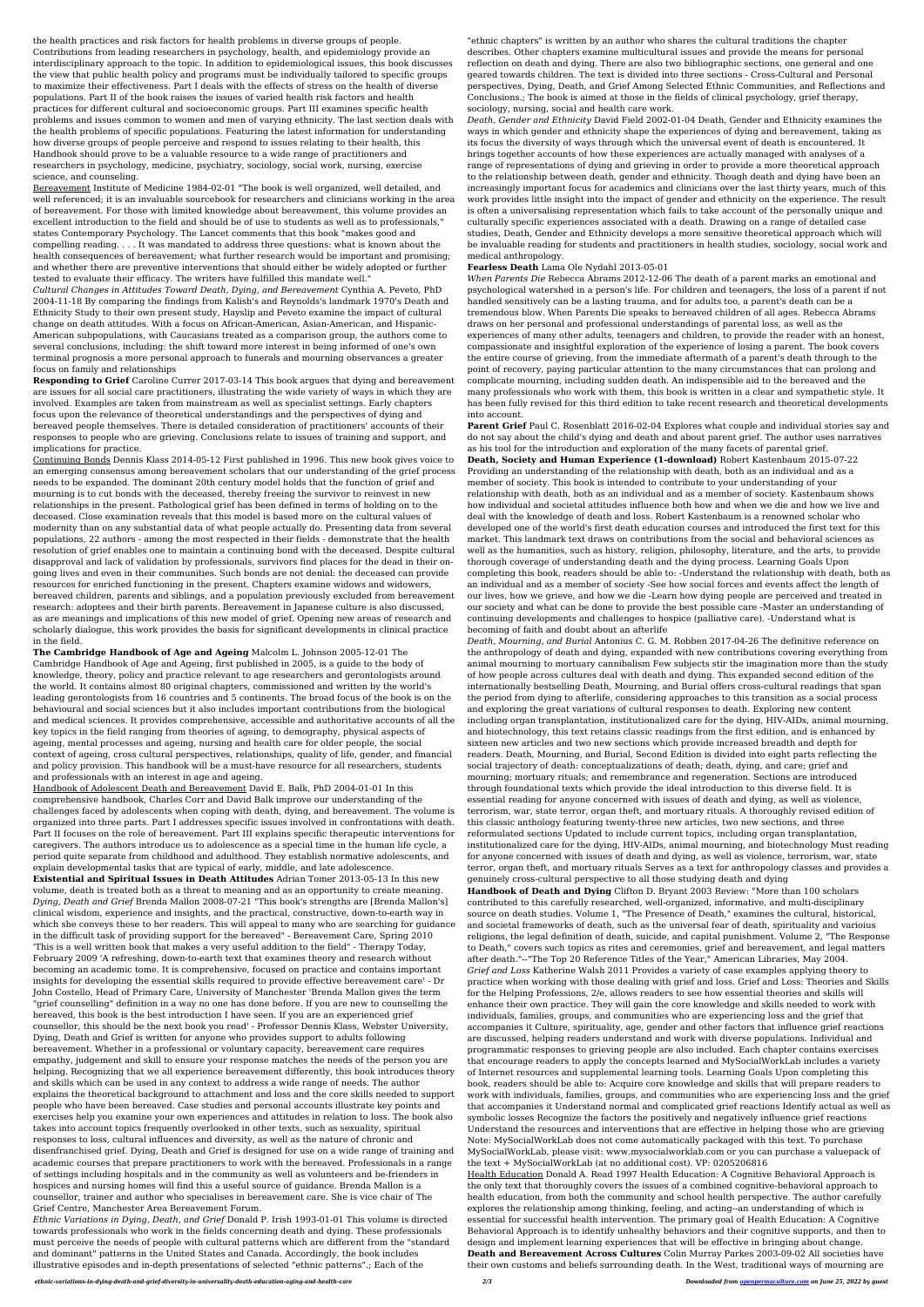the health practices and risk factors for health problems in diverse groups of people. Contributions from leading researchers in psychology, health, and epidemiology provide an interdisciplinary approach to the topic. In addition to epidemiological issues, this book discusses the view that public health policy and programs must be individually tailored to specific groups to maximize their effectiveness. Part I deals with the effects of stress on the health of diverse populations. Part II of the book raises the issues of varied health risk factors and health practices for different cultural and socioeconomic groups. Part III examines specific health problems and issues common to women and men of varying ethnicity. The last section deals with the health problems of specific populations. Featuring the latest information for understanding how diverse groups of people perceive and respond to issues relating to their health, this Handbook should prove to be a valuable resource to a wide range of practitioners and researchers in psychology, medicine, psychiatry, sociology, social work, nursing, exercise science, and counseling.

Bereavement Institute of Medicine 1984-02-01 "The book is well organized, well detailed, and well referenced; it is an invaluable sourcebook for researchers and clinicians working in the area of bereavement. For those with limited knowledge about bereavement, this volume provides an excellent introduction to the field and should be of use to students as well as to professionals," states Contemporary Psychology. The Lancet comments that this book "makes good and compelling reading. . . . It was mandated to address three questions: what is known about the health consequences of bereavement; what further research would be important and promising; and whether there are preventive interventions that should either be widely adopted or further tested to evaluate their efficacy. The writers have fulfilled this mandate well."

*Cultural Changes in Attitudes Toward Death, Dying, and Bereavement* Cynthia A. Peveto, PhD 2004-11-18 By comparing the findings from Kalish's and Reynolds's landmark 1970's Death and Ethnicity Study to their own present study, Hayslip and Peveto examine the impact of cultural change on death attitudes. With a focus on African-American, Asian-American, and Hispanic-American subpopulations, with Caucasians treated as a comparison group, the authors come to several conclusions, including: the shift toward more interest in being informed of one's own terminal prognosis a more personal approach to funerals and mourning observances a greater focus on family and relationships

**Responding to Grief** Caroline Currer 2017-03-14 This book argues that dying and bereavement are issues for all social care practitioners, illustrating the wide variety of ways in which they are involved. Examples are taken from mainstream as well as specialist settings. Early chapters focus upon the relevance of theoretical understandings and the perspectives of dying and bereaved people themselves. There is detailed consideration of practitioners' accounts of their responses to people who are grieving. Conclusions relate to issues of training and support, and implications for practice.

Continuing Bonds Dennis Klass 2014-05-12 First published in 1996. This new book gives voice to an emerging consensus among bereavement scholars that our understanding of the grief process needs to be expanded. The dominant 20th century model holds that the function of grief and mourning is to cut bonds with the deceased, thereby freeing the survivor to reinvest in new relationships in the present. Pathological grief has been defined in terms of holding on to the deceased. Close examination reveals that this model is based more on the cultural values of modernity than on any substantial data of what people actually do. Presenting data from several populations, 22 authors - among the most respected in their fields - demonstrate that the health resolution of grief enables one to maintain a continuing bond with the deceased. Despite cultural disapproval and lack of validation by professionals, survivors find places for the dead in their on-going lives and even in their communities. Such bonds are not denial: the deceased can provide resources for enriched functioning in the present. Chapters examine widows and widowers, bereaved children, parents and siblings, and a population previously excluded from bereavement research: adoptees and their birth parents. Bereavement in Japanese culture is also discussed, as are meanings and implications of this new model of grief. Opening new areas of research and scholarly dialogue, this work provides the basis for significant developments in clinical practice in the field.

**The Cambridge Handbook of Age and Ageing** Malcolm L. Johnson 2005-12-01 The Cambridge Handbook of Age and Ageing, first published in 2005, is a guide to the body of knowledge, theory, policy and practice relevant to age researchers and gerontologists around the world. It contains almost 80 original chapters, commissioned and written by the world's leading gerontologists from 16 countries and 5 continents. The broad focus of the book is on the behavioural and social sciences but it also includes important contributions from the biological and medical sciences. It provides comprehensive, accessible and authoritative accounts of all the key topics in the field ranging from theories of ageing, to demography, physical aspects of ageing, mental processes and ageing, nursing and health care for older people, the social context of ageing, cross cultural perspectives, relationships, quality of life, gender, and financial and policy provision. This handbook will be a must-have resource for all researchers, students and professionals with an interest in age and ageing.

Handbook of Adolescent Death and Bereavement David E. Balk, PhD 2004-01-01 In this comprehensive handbook, Charles Corr and David Balk improve our understanding of the challenges faced by adolescents when coping with death, dying, and bereavement. The volume is organized into three parts. Part I addresses specific issues involved in confrontations with death. Part II focuses on the role of bereavement. Part III explains specific therapeutic interventions for caregivers. The authors introduce us to adolescence as a special time in the human life cycle, a period quite separate from childhood and adulthood. They establish normative adolescents, and explain developmental tasks that are typical of early, middle, and late adolescence.

**Existential and Spiritual Issues in Death Attitudes** Adrian Tomer 2013-05-13 In this new volume, death is treated both as a threat to meaning and as an opportunity to create meaning.

*Dying, Death and Grief* Brenda Mallon 2008-07-21 "This book's strengths are [Brenda Mallon's] clinical wisdom, experience and insights, and the practical, constructive, down-to-earth way in which she conveys these to her readers. This will appeal to many who are searching for guidance in the difficult task of providing support for the bereaved" - Bereavement Care, Spring 2010 'This is a well written book that makes a very useful addition to the field" - Therapy Today, February 2009 'A refreshing, down-to-earth text that examines theory and research without becoming an academic tome. It is comprehensive, focused on practice and contains important insights for developing the essential skills required to provide effective bereavement care' - Dr John Costello, Head of Primary Care, University of Manchester 'Brenda Mallon gives the term "grief counselling" definition in a way no one has done before. If you are new to counselling the bereaved, this book is the best introduction I have seen. If you are an experienced grief counsellor, this should be the next book you read' - Professor Dennis Klass, Webster University, Dying, Death and Grief is written for anyone who provides support to adults following bereavement. Whether in a professional or voluntary capacity, bereavement care requires empathy, judgement and skill to ensure your response matches the needs of the person you are helping. Recognizing that we all experience bereavement differently, this book introduces theory and skills which can be used in any context to address a wide range of needs. The author explains the theoretical background to attachment and loss and the core skills needed to support people who have been bereaved. Case studies and personal accounts illustrate key points and exercises help you examine your own experiences and attitudes in relation to loss. The book also takes into account topics frequently overlooked in other texts, such as sexuality, spiritual responses to loss, cultural influences and diversity, as well as the nature of chronic and disenfranchised grief. Dying, Death and Grief is designed for use on a wide range of training and academic courses that prepare practitioners to work with the bereaved. Professionals in a range of settings including hospitals and in the community as well as volunteers and be-frienders in hospices and nursing homes will find this a useful source of guidance. Brenda Mallon is a counsellor, trainer and author who specialises in bereavement care. She is vice chair of The Grief Centre, Manchester Area Bereavement Forum.

*Ethnic Variations in Dying, Death, and Grief* Donald P. Irish 1993-01-01 This volume is directed towards professionals who work in the fields concerning death and dying. These professionals must perceive the needs of people with cultural patterns which are different from the "standard and dominant" patterns in the United States and Canada. Accordingly, the book includes illustrative episodes and in-depth presentations of selected "ethnic patterns".; Each of the "ethnic chapters" is written by an author who shares the cultural traditions the chapter describes. Other chapters examine multicultural issues and provide the means for personal reflection on death and dying. There are also two bibliographic sections, one general and one geared towards children. The text is divided into three sections - Cross-Cultural and Personal perspectives, Dying, Death, and Grief Among Selected Ethnic Communities, and Reflections and Conclusions.; The book is aimed at those in the fields of clinical psychology, grief therapy, sociology, nursing, social and health care work.

*Death, Gender and Ethnicity* David Field 2002-01-04 Death, Gender and Ethnicity examines the ways in which gender and ethnicity shape the experiences of dying and bereavement, taking as its focus the diversity of ways through which the universal event of death is encountered. It brings together accounts of how these experiences are actually managed with analyses of a range of representations of dying and grieving in order to provide a more theoretical approach to the relationship between death, gender and ethnicity. Though death and dying have been an increasingly important focus for academics and clinicians over the last thirty years, much of this work provides little insight into the impact of gender and ethnicity on the experience. The result is often a universalising representation which fails to take account of the personally unique and culturally specific experiences associated with a death. Drawing on a range of detailed case studies, Death, Gender and Ethnicity develops a more sensitive theoretical approach which will be invaluable reading for students and practitioners in health studies, sociology, social work and medical anthropology.

**Fearless Death** Lama Ole Nydahl 2013-05-01

*When Parents Die* Rebecca Abrams 2012-12-06 The death of a parent marks an emotional and psychological watershed in a person's life. For children and teenagers, the loss of a parent if not handled sensitively can be a lasting trauma, and for adults too, a parent's death can be a tremendous blow. When Parents Die speaks to bereaved children of all ages. Rebecca Abrams draws on her personal and professional understandings of parental loss, as well as the experiences of many other adults, teenagers and children, to provide the reader with an honest, compassionate and insightful exploration of the experience of losing a parent. The book covers the entire course of grieving, from the immediate aftermath of a parent's death through to the point of recovery, paying particular attention to the many circumstances that can prolong and complicate mourning, including sudden death. An indispensible aid to the bereaved and the many professionals who work with them, this book is written in a clear and sympathetic style. It has been fully revised for this third edition to take recent research and theoretical developments into account.

**Parent Grief** Paul C. Rosenblatt 2016-02-04 Explores what couple and individual stories say and do not say about the child's dying and death and about parent grief. The author uses narratives as his tool for the introduction and exploration of the many facets of parental grief.

**Death, Society and Human Experience (1-download)** Robert Kastenbaum 2015-07-22 Providing an understanding of the relationship with death, both as an individual and as a member of society. This book is intended to contribute to your understanding of your relationship with death, both as an individual and as a member of society. Kastenbaum shows how individual and societal attitudes influence both how and when we die and how we live and deal with the knowledge of death and loss. Robert Kastenbaum is a renowned scholar who developed one of the world's first death education courses and introduced the first text for this market. This landmark text draws on contributions from the social and behavioral sciences as well as the humanities, such as history, religion, philosophy, literature, and the arts, to provide thorough coverage of understanding death and the dying process. Learning Goals Upon completing this book, readers should be able to: -Understand the relationship with death, both as an individual and as a member of society -See how social forces and events affect the length of our lives, how we grieve, and how we die -Learn how dying people are perceived and treated in our society and what can be done to provide the best possible care -Master an understanding of continuing developments and challenges to hospice (palliative care). -Understand what is becoming of faith and doubt about an afterlife

*Death, Mourning, and Burial* Antonius C. G. M. Robben 2017-04-26 The definitive reference on the anthropology of death and dying, expanded with new contributions covering everything from animal mourning to mortuary cannibalism Few subjects stir the imagination more than the study of how people across cultures deal with death and dying. This expanded second edition of the internationally bestselling Death, Mourning, and Burial offers cross-cultural readings that span the period from dying to afterlife, considering approaches to this transition as a social process and exploring the great variations of cultural responses to death. Exploring new content including organ transplantation, institutionalized care for the dying, HIV-AIDs, animal mourning, and biotechnology, this text retains classic readings from the first edition, and is enhanced by sixteen new articles and two new sections which provide increased breadth and depth for readers. Death, Mourning, and Burial, Second Edition is divided into eight parts reflecting the social trajectory of death: conceptualizations of death; death, dying, and care; grief and mourning; mortuary rituals; and remembrance and regeneration. Sections are introduced through foundational texts which provide the ideal introduction to this diverse field. It is essential reading for anyone concerned with issues of death and dying, as well as violence, terrorism, war, state terror, organ theft, and mortuary rituals. A thoroughly revised edition of this classic anthology featuring twenty-three new articles, two new sections, and three reformulated sections Updated to include current topics, including organ transplantation, institutionalized care for the dying, HIV-AIDs, animal mourning, and biotechnology Must reading for anyone concerned with issues of death and dying, as well as violence, terrorism, war, state terror, organ theft, and mortuary rituals Serves as a text for anthropology classes and provides a genuinely cross-cultural perspective to all those studying death and dying

**Handbook of Death and Dying** Clifton D. Bryant 2003 Review: "More than 100 scholars contributed to this carefully researched, well-organized, informative, and multi-disciplinary source on death studies. Volume 1, "The Presence of Death," examines the cultural, historical, and societal frameworks of death, such as the universal fear of death, spirituality and varioius religions, the legal definition of death, suicide, and capital punishment. Volume 2, "The Response to Death," covers such topics as rites and ceremonies, grief and bereavement, and legal matters after death."--"The Top 20 Reference Titles of the Year," American Libraries, May 2004.

*Grief and Loss* Katherine Walsh 2011 Provides a variety of case examples applying theory to practice when working with those dealing with grief and loss. Grief and Loss: Theories and Skills for the Helping Professions, 2/e, allows readers to see how essential theories and skills will enhance their own practice. They will gain the core knowledge and skills needed to work with individuals, families, groups, and communities who are experiencing loss and the grief that accompanies it Culture, spirituality, age, gender and other factors that influence grief reactions are discussed, helping readers understand and work with diverse populations. Individual and programmatic responses to grieving people are also included. Each chapter contains exercises that encourage readers to apply the concepts learned and MySocialWorkLab includes a variety of Internet resources and supplemental learning tools. Learning Goals Upon completing this book, readers should be able to: Acquire core knowledge and skills that will prepare readers to work with individuals, families, groups, and communities who are experiencing loss and the grief that accompanies it Understand normal and complicated grief reactions Identify actual as well as symbolic losses Recognize the factors the positively and negatively influence grief reactions Understand the resources and interventions that are effective in helping those who are grieving Note: MySocialWorkLab does not come automatically packaged with this text. To purchase MySocialWorkLab, please visit: www.mysocialworklab.com or you can purchase a valuepack of the text + MySocialWorkLab (at no additional cost). VP: 0205206816

Health Education Donald A. Read 1997 Health Education: A Cognitive Behavioral Approach is the only text that thoroughly covers the issues of a combined cognitive-behavioral approach to health education, from both the community and school health perspective. The author carefully explores the relationship among thinking, feeling, and acting--an understanding of which is essential for successful health intervention. The primary goal of Health Education: A Cognitive Behavioral Approach is to identify unhealthy behaviors and their cognitive supports, and then to design and implement learning experiences that will be effective in bringing about change.

**Death and Bereavement Across Cultures** Colin Murray Parkes 2003-09-02 All societies have their own customs and beliefs surrounding death. In the West, traditional ways of mourning are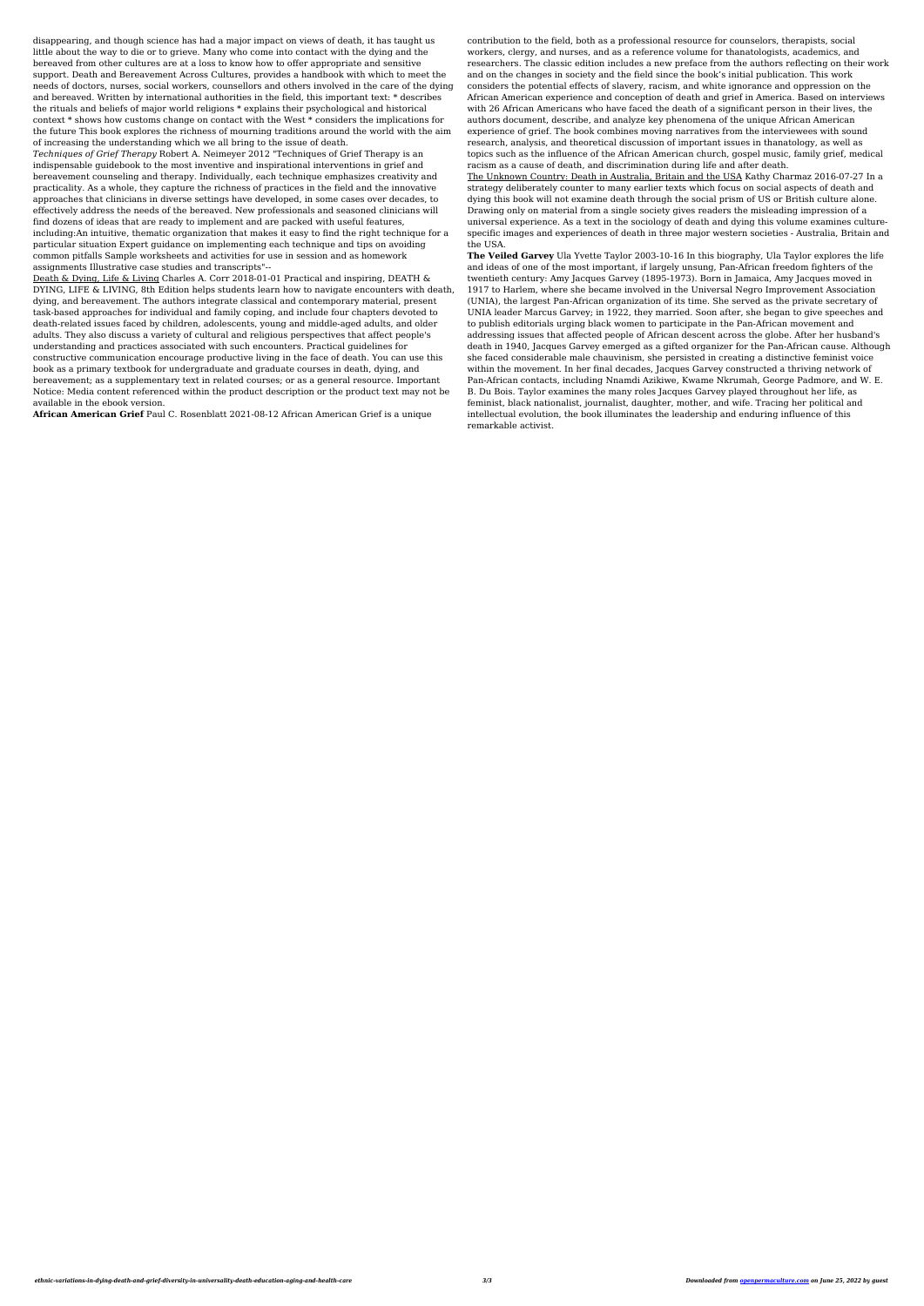disappearing, and though science has had a major impact on views of death, it has taught us little about the way to die or to grieve. Many who come into contact with the dying and the bereaved from other cultures are at a loss to know how to offer appropriate and sensitive support. Death and Bereavement Across Cultures, provides a handbook with which to meet the needs of doctors, nurses, social workers, counsellors and others involved in the care of the dying and bereaved. Written by international authorities in the field, this important text: * describes the rituals and beliefs of major world religions * explains their psychological and historical context * shows how customs change on contact with the West * considers the implications for the future This book explores the richness of mourning traditions around the world with the aim of increasing the understanding which we all bring to the issue of death.

*Techniques of Grief Therapy* Robert A. Neimeyer 2012 "Techniques of Grief Therapy is an indispensable guidebook to the most inventive and inspirational interventions in grief and bereavement counseling and therapy. Individually, each technique emphasizes creativity and practicality. As a whole, they capture the richness of practices in the field and the innovative approaches that clinicians in diverse settings have developed, in some cases over decades, to effectively address the needs of the bereaved. New professionals and seasoned clinicians will find dozens of ideas that are ready to implement and are packed with useful features, including:An intuitive, thematic organization that makes it easy to find the right technique for a particular situation Expert guidance on implementing each technique and tips on avoiding common pitfalls Sample worksheets and activities for use in session and as homework assignments Illustrative case studies and transcripts"--

Death & Dying, Life & Living Charles A. Corr 2018-01-01 Practical and inspiring, DEATH & DYING, LIFE & LIVING, 8th Edition helps students learn how to navigate encounters with death, dying, and bereavement. The authors integrate classical and contemporary material, present task-based approaches for individual and family coping, and include four chapters devoted to death-related issues faced by children, adolescents, young and middle-aged adults, and older adults. They also discuss a variety of cultural and religious perspectives that affect people's understanding and practices associated with such encounters. Practical guidelines for constructive communication encourage productive living in the face of death. You can use this book as a primary textbook for undergraduate and graduate courses in death, dying, and bereavement; as a supplementary text in related courses; or as a general resource. Important Notice: Media content referenced within the product description or the product text may not be available in the ebook version.

**African American Grief** Paul C. Rosenblatt 2021-08-12 African American Grief is a unique contribution to the field, both as a professional resource for counselors, therapists, social workers, clergy, and nurses, and as a reference volume for thanatologists, academics, and researchers. The classic edition includes a new preface from the authors reflecting on their work and on the changes in society and the field since the book's initial publication. This work considers the potential effects of slavery, racism, and white ignorance and oppression on the African American experience and conception of death and grief in America. Based on interviews with 26 African Americans who have faced the death of a significant person in their lives, the authors document, describe, and analyze key phenomena of the unique African American experience of grief. The book combines moving narratives from the interviewees with sound research, analysis, and theoretical discussion of important issues in thanatology, as well as topics such as the influence of the African American church, gospel music, family grief, medical racism as a cause of death, and discrimination during life and after death.

The Unknown Country: Death in Australia, Britain and the USA Kathy Charmaz 2016-07-27 In a strategy deliberately counter to many earlier texts which focus on social aspects of death and dying this book will not examine death through the social prism of US or British culture alone. Drawing only on material from a single society gives readers the misleading impression of a universal experience. As a text in the sociology of death and dying this volume examines culture-specific images and experiences of death in three major western societies - Australia, Britain and the USA.

**The Veiled Garvey** Ula Yvette Taylor 2003-10-16 In this biography, Ula Taylor explores the life and ideas of one of the most important, if largely unsung, Pan-African freedom fighters of the twentieth century: Amy Jacques Garvey (1895-1973). Born in Jamaica, Amy Jacques moved in 1917 to Harlem, where she became involved in the Universal Negro Improvement Association (UNIA), the largest Pan-African organization of its time. She served as the private secretary of UNIA leader Marcus Garvey; in 1922, they married. Soon after, she began to give speeches and to publish editorials urging black women to participate in the Pan-African movement and addressing issues that affected people of African descent across the globe. After her husband's death in 1940, Jacques Garvey emerged as a gifted organizer for the Pan-African cause. Although she faced considerable male chauvinism, she persisted in creating a distinctive feminist voice within the movement. In her final decades, Jacques Garvey constructed a thriving network of Pan-African contacts, including Nnamdi Azikiwe, Kwame Nkrumah, George Padmore, and W. E. B. Du Bois. Taylor examines the many roles Jacques Garvey played throughout her life, as feminist, black nationalist, journalist, daughter, mother, and wife. Tracing her political and intellectual evolution, the book illuminates the leadership and enduring influence of this remarkable activist.